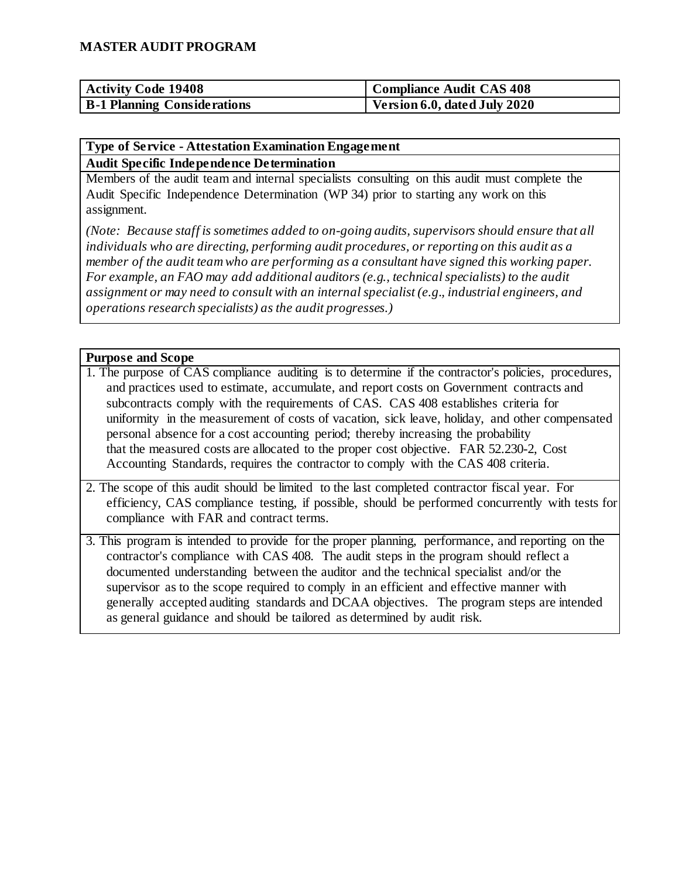# MASTER AUDIT PROGRAM

| | |
|---|---|
| **Activity Code 19408** | **Compliance Audit CAS 408** |
| **B-1 Planning Considerations** | **Version 6.0, dated July 2020** |

**Type of Service - Attestation Examination Engagement**

**Audit Specific Independence Determination**

Members of the audit team and internal specialists consulting on this audit must complete the Audit Specific Independence Determination (WP 34) prior to starting any work on this assignment.

*(Note: Because staff is sometimes added to on-going audits, supervisors should ensure that all individuals who are directing, performing audit procedures, or reporting on this audit as a member of the audit team who are performing as a consultant have signed this working paper. For example, an FAO may add additional auditors (e.g., technical specialists) to the audit assignment or may need to consult with an internal specialist (e.g., industrial engineers, and operations research specialists) as the audit progresses.)*

**Purpose and Scope**

1. The purpose of CAS compliance auditing is to determine if the contractor's policies, procedures, and practices used to estimate, accumulate, and report costs on Government contracts and subcontracts comply with the requirements of CAS. CAS 408 establishes criteria for uniformity in the measurement of costs of vacation, sick leave, holiday, and other compensated personal absence for a cost accounting period; thereby increasing the probability that the measured costs are allocated to the proper cost objective. FAR 52.230-2, Cost Accounting Standards, requires the contractor to comply with the CAS 408 criteria.
2. The scope of this audit should be limited to the last completed contractor fiscal year. For efficiency, CAS compliance testing, if possible, should be performed concurrently with tests for compliance with FAR and contract terms.
3. This program is intended to provide for the proper planning, performance, and reporting on the contractor's compliance with CAS 408. The audit steps in the program should reflect a documented understanding between the auditor and the technical specialist and/or the supervisor as to the scope required to comply in an efficient and effective manner with generally accepted auditing standards and DCAA objectives. The program steps are intended as general guidance and should be tailored as determined by audit risk.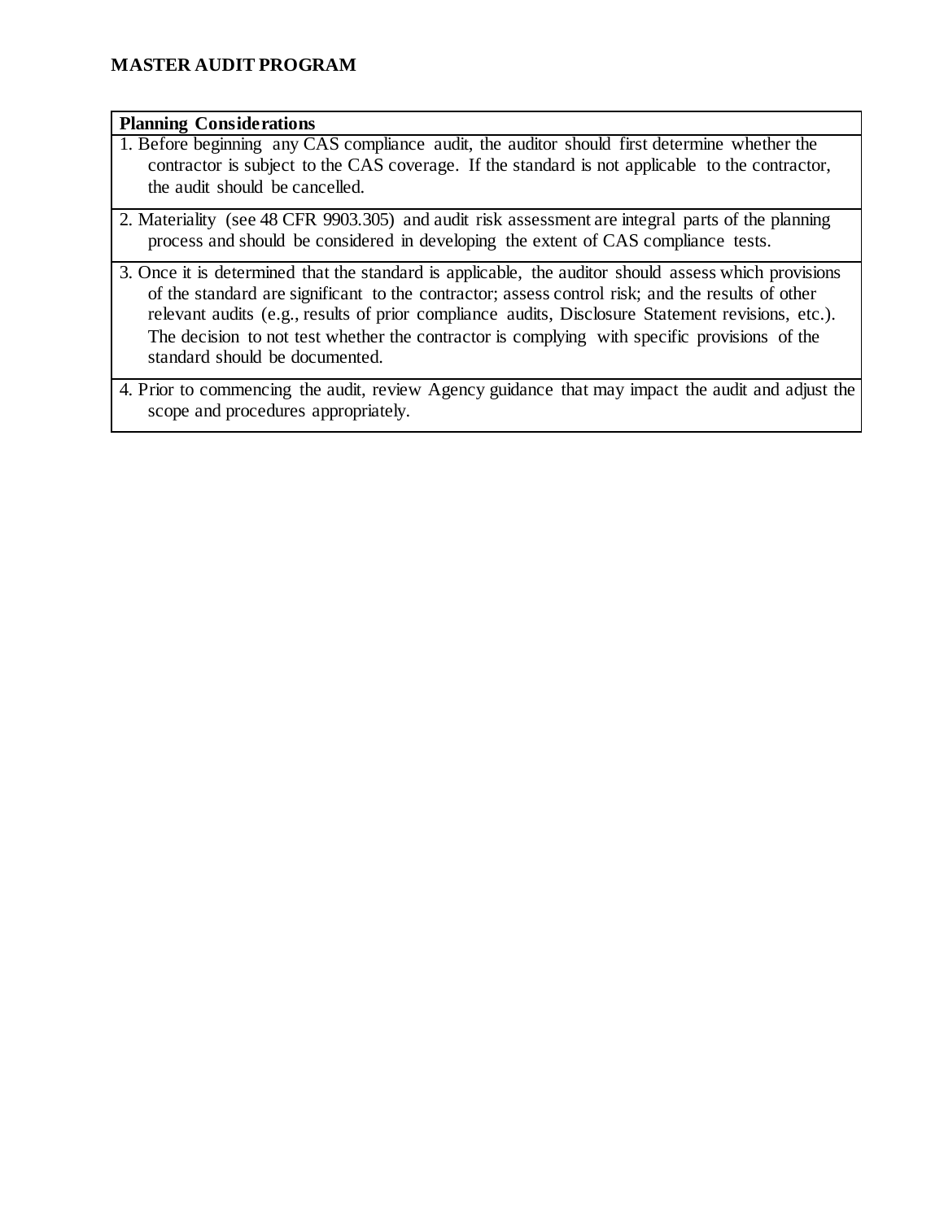**MASTER AUDIT PROGRAM**

| Planning Considerations |
| --- |
| 1. Before beginning any CAS compliance audit, the auditor should first determine whether the contractor is subject to the CAS coverage. If the standard is not applicable to the contractor, the audit should be cancelled. |
| 2. Materiality (see 48 CFR 9903.305) and audit risk assessment are integral parts of the planning process and should be considered in developing the extent of CAS compliance tests. |
| 3. Once it is determined that the standard is applicable, the auditor should assess which provisions of the standard are significant to the contractor; assess control risk; and the results of other relevant audits (e.g., results of prior compliance audits, Disclosure Statement revisions, etc.). The decision to not test whether the contractor is complying with specific provisions of the standard should be documented. |
| 4. Prior to commencing the audit, review Agency guidance that may impact the audit and adjust the scope and procedures appropriately. |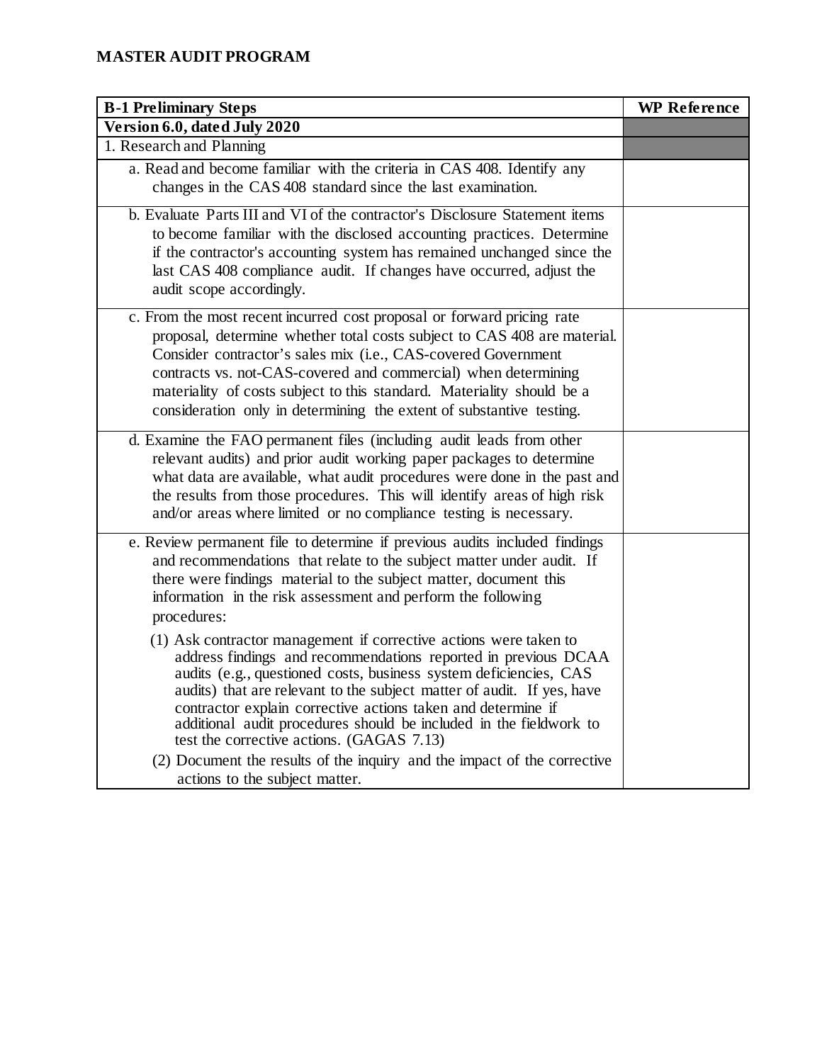**MASTER AUDIT PROGRAM**

| B-1 Preliminary Steps | WP Reference |
|---|---|
| **Version 6.0, dated July 2020** | |
| 1. Research and Planning | |
| a. Read and become familiar with the criteria in CAS 408. Identify any changes in the CAS 408 standard since the last examination. | |
| b. Evaluate Parts III and VI of the contractor's Disclosure Statement items to become familiar with the disclosed accounting practices. Determine if the contractor's accounting system has remained unchanged since the last CAS 408 compliance audit. If changes have occurred, adjust the audit scope accordingly. | |
| c. From the most recent incurred cost proposal or forward pricing rate proposal, determine whether total costs subject to CAS 408 are material. Consider contractor's sales mix (i.e., CAS-covered Government contracts vs. not-CAS-covered and commercial) when determining materiality of costs subject to this standard. Materiality should be a consideration only in determining the extent of substantive testing. | |
| d. Examine the FAO permanent files (including audit leads from other relevant audits) and prior audit working paper packages to determine what data are available, what audit procedures were done in the past and the results from those procedures. This will identify areas of high risk and/or areas where limited or no compliance testing is necessary. | |
| e. Review permanent file to determine if previous audits included findings and recommendations that relate to the subject matter under audit. If there were findings material to the subject matter, document this information in the risk assessment and perform the following procedures:<br>(1) Ask contractor management if corrective actions were taken to address findings and recommendations reported in previous DCAA audits (e.g., questioned costs, business system deficiencies, CAS audits) that are relevant to the subject matter of audit. If yes, have contractor explain corrective actions taken and determine if additional audit procedures should be included in the fieldwork to test the corrective actions. (GAGAS 7.13)<br>(2) Document the results of the inquiry and the impact of the corrective actions to the subject matter. | |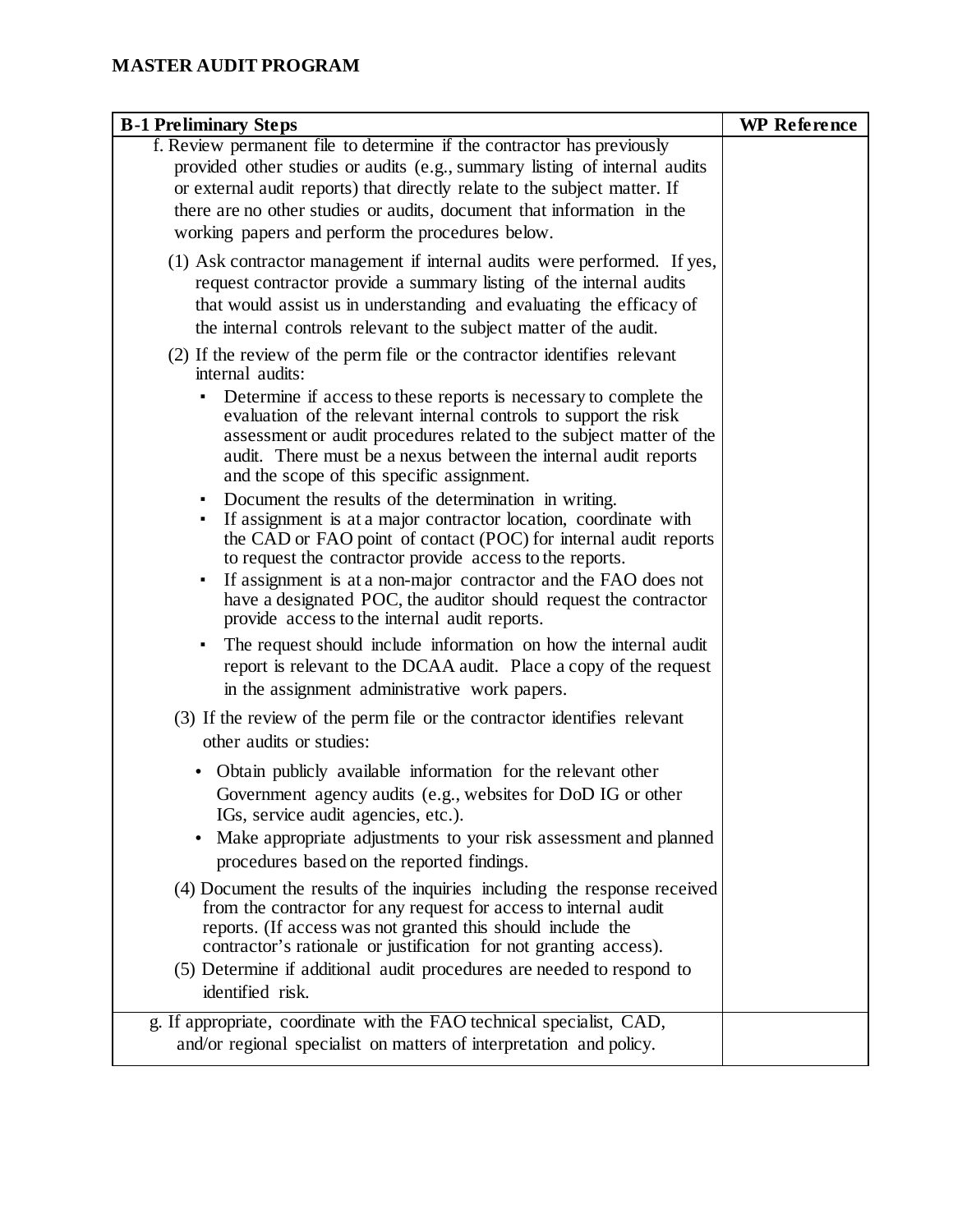## MASTER AUDIT PROGRAM

| B-1 Preliminary Steps | WP Reference |
| --- | --- |
| f. Review permanent file to determine if the contractor has previously provided other studies or audits (e.g., summary listing of internal audits or external audit reports) that directly relate to the subject matter. If there are no other studies or audits, document that information in the working papers and perform the procedures below.<br><br>(1) Ask contractor management if internal audits were performed. If yes, request contractor provide a summary listing of the internal audits that would assist us in understanding and evaluating the efficacy of the internal controls relevant to the subject matter of the audit.<br><br>(2) If the review of the perm file or the contractor identifies relevant internal audits:<br>▪ Determine if access to these reports is necessary to complete the evaluation of the relevant internal controls to support the risk assessment or audit procedures related to the subject matter of the audit. There must be a nexus between the internal audit reports and the scope of this specific assignment.<br>▪ Document the results of the determination in writing.<br>▪ If assignment is at a major contractor location, coordinate with the CAD or FAO point of contact (POC) for internal audit reports to request the contractor provide access to the reports.<br>▪ If assignment is at a non-major contractor and the FAO does not have a designated POC, the auditor should request the contractor provide access to the internal audit reports.<br>▪ The request should include information on how the internal audit report is relevant to the DCAA audit. Place a copy of the request in the assignment administrative work papers.<br><br>(3) If the review of the perm file or the contractor identifies relevant other audits or studies:<br>• Obtain publicly available information for the relevant other Government agency audits (e.g., websites for DoD IG or other IGs, service audit agencies, etc.).<br>• Make appropriate adjustments to your risk assessment and planned procedures based on the reported findings.<br><br>(4) Document the results of the inquiries including the response received from the contractor for any request for access to internal audit reports. (If access was not granted this should include the contractor's rationale or justification for not granting access).<br>(5) Determine if additional audit procedures are needed to respond to identified risk. | |
| g. If appropriate, coordinate with the FAO technical specialist, CAD, and/or regional specialist on matters of interpretation and policy. | |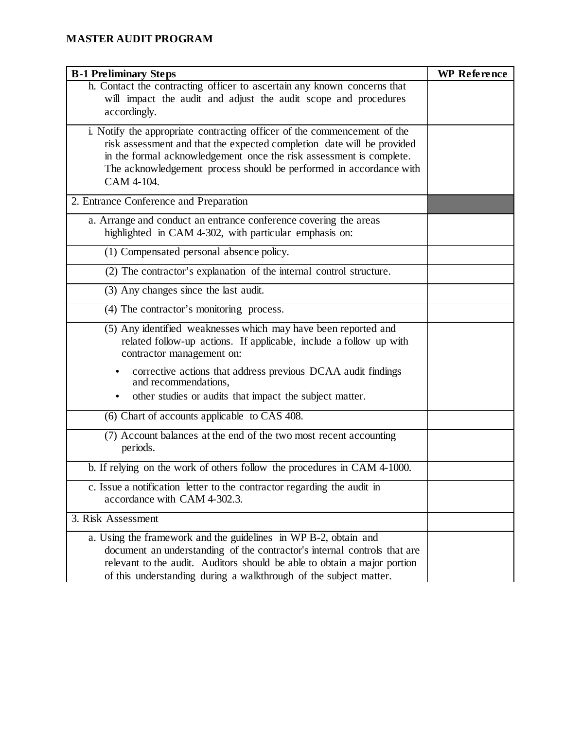**MASTER AUDIT PROGRAM**

| B-1 Preliminary Steps | WP Reference |
|---|---|
| h. Contact the contracting officer to ascertain any known concerns that will impact the audit and adjust the audit scope and procedures accordingly. | |
| i. Notify the appropriate contracting officer of the commencement of the risk assessment and that the expected completion date will be provided in the formal acknowledgement once the risk assessment is complete. The acknowledgement process should be performed in accordance with CAM 4-104. | |
| 2. Entrance Conference and Preparation | |
| a. Arrange and conduct an entrance conference covering the areas highlighted in CAM 4-302, with particular emphasis on: | |
| (1) Compensated personal absence policy. | |
| (2) The contractor's explanation of the internal control structure. | |
| (3) Any changes since the last audit. | |
| (4) The contractor's monitoring process. | |
| (5) Any identified weaknesses which may have been reported and related follow-up actions. If applicable, include a follow up with contractor management on: <br>• corrective actions that address previous DCAA audit findings and recommendations, <br>• other studies or audits that impact the subject matter. | |
| (6) Chart of accounts applicable to CAS 408. | |
| (7) Account balances at the end of the two most recent accounting periods. | |
| b. If relying on the work of others follow the procedures in CAM 4-1000. | |
| c. Issue a notification letter to the contractor regarding the audit in accordance with CAM 4-302.3. | |
| 3. Risk Assessment | |
| a. Using the framework and the guidelines in WP B-2, obtain and document an understanding of the contractor's internal controls that are relevant to the audit. Auditors should be able to obtain a major portion of this understanding during a walkthrough of the subject matter. | |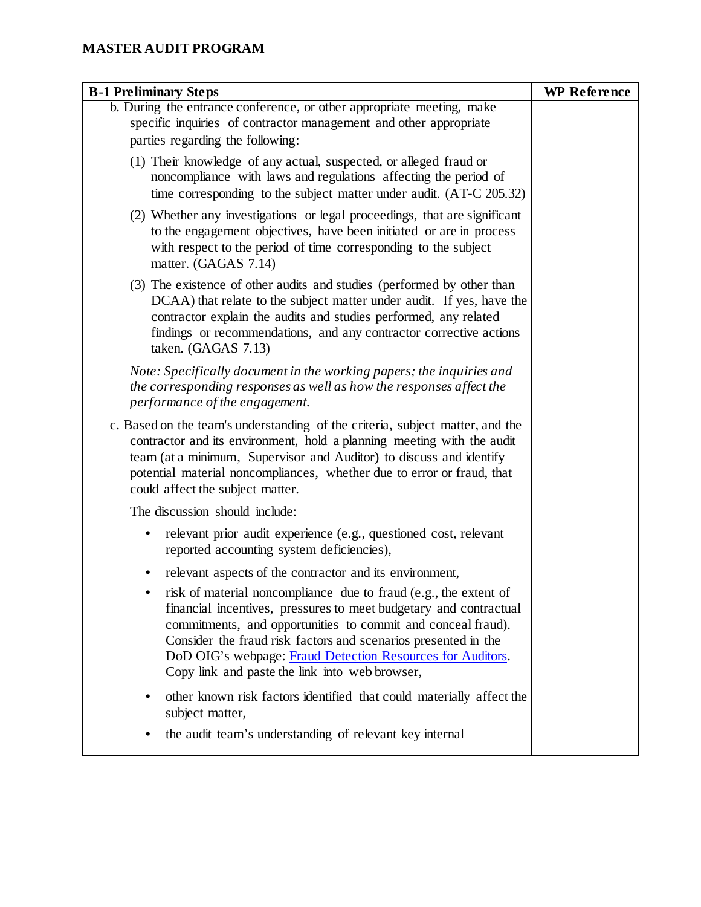## MASTER AUDIT PROGRAM

| **B-1 Preliminary Steps** | **WP Reference** |
|---|---|
| b. During the entrance conference, or other appropriate meeting, make specific inquiries of contractor management and other appropriate parties regarding the following:<br><br>(1) Their knowledge of any actual, suspected, or alleged fraud or noncompliance with laws and regulations affecting the period of time corresponding to the subject matter under audit. (AT-C 205.32)<br><br>(2) Whether any investigations or legal proceedings, that are significant to the engagement objectives, have been initiated or are in process with respect to the period of time corresponding to the subject matter. (GAGAS 7.14)<br><br>(3) The existence of other audits and studies (performed by other than DCAA) that relate to the subject matter under audit. If yes, have the contractor explain the audits and studies performed, any related findings or recommendations, and any contractor corrective actions taken. (GAGAS 7.13)<br><br>*Note: Specifically document in the working papers; the inquiries and the corresponding responses as well as how the responses affect the performance of the engagement.* | |
| c. Based on the team's understanding of the criteria, subject matter, and the contractor and its environment, hold a planning meeting with the audit team (at a minimum, Supervisor and Auditor) to discuss and identify potential material noncompliances, whether due to error or fraud, that could affect the subject matter.<br><br>The discussion should include:<br><br>• relevant prior audit experience (e.g., questioned cost, relevant reported accounting system deficiencies),<br><br>• relevant aspects of the contractor and its environment,<br><br>• risk of material noncompliance due to fraud (e.g., the extent of financial incentives, pressures to meet budgetary and contractual commitments, and opportunities to commit and conceal fraud). Consider the fraud risk factors and scenarios presented in the DoD OIG's webpage: Fraud Detection Resources for Auditors. Copy link and paste the link into web browser,<br><br>• other known risk factors identified that could materially affect the subject matter,<br><br>• the audit team's understanding of relevant key internal | |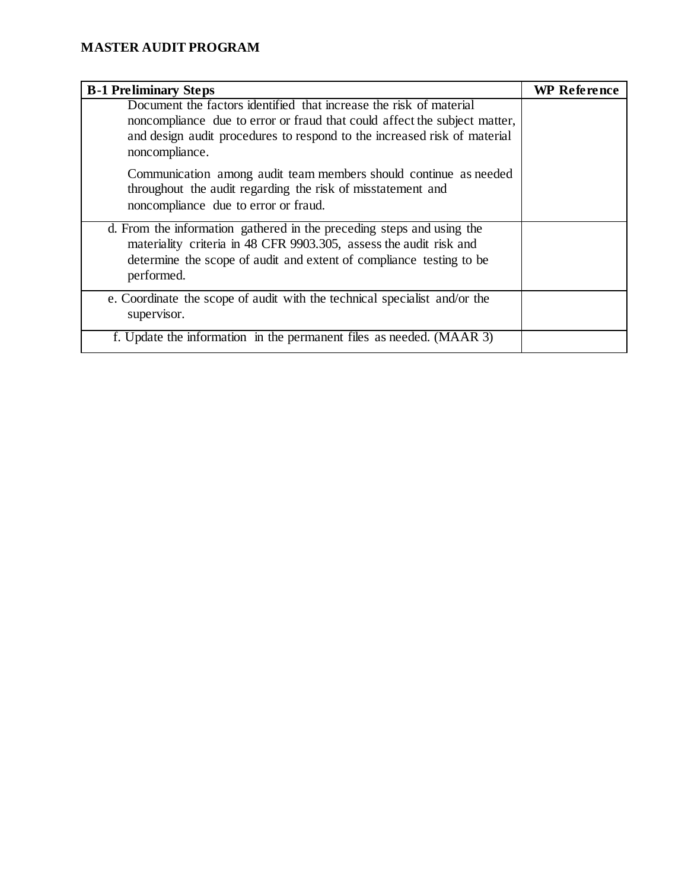**MASTER AUDIT PROGRAM**

| B-1 Preliminary Steps | WP Reference |
|---|---|
| Document the factors identified that increase the risk of material noncompliance due to error or fraud that could affect the subject matter, and design audit procedures to respond to the increased risk of material noncompliance.<br><br>Communication among audit team members should continue as needed throughout the audit regarding the risk of misstatement and noncompliance due to error or fraud. | |
| d. From the information gathered in the preceding steps and using the materiality criteria in 48 CFR 9903.305, assess the audit risk and determine the scope of audit and extent of compliance testing to be performed. | |
| e. Coordinate the scope of audit with the technical specialist and/or the supervisor. | |
| f. Update the information in the permanent files as needed. (MAAR 3) | |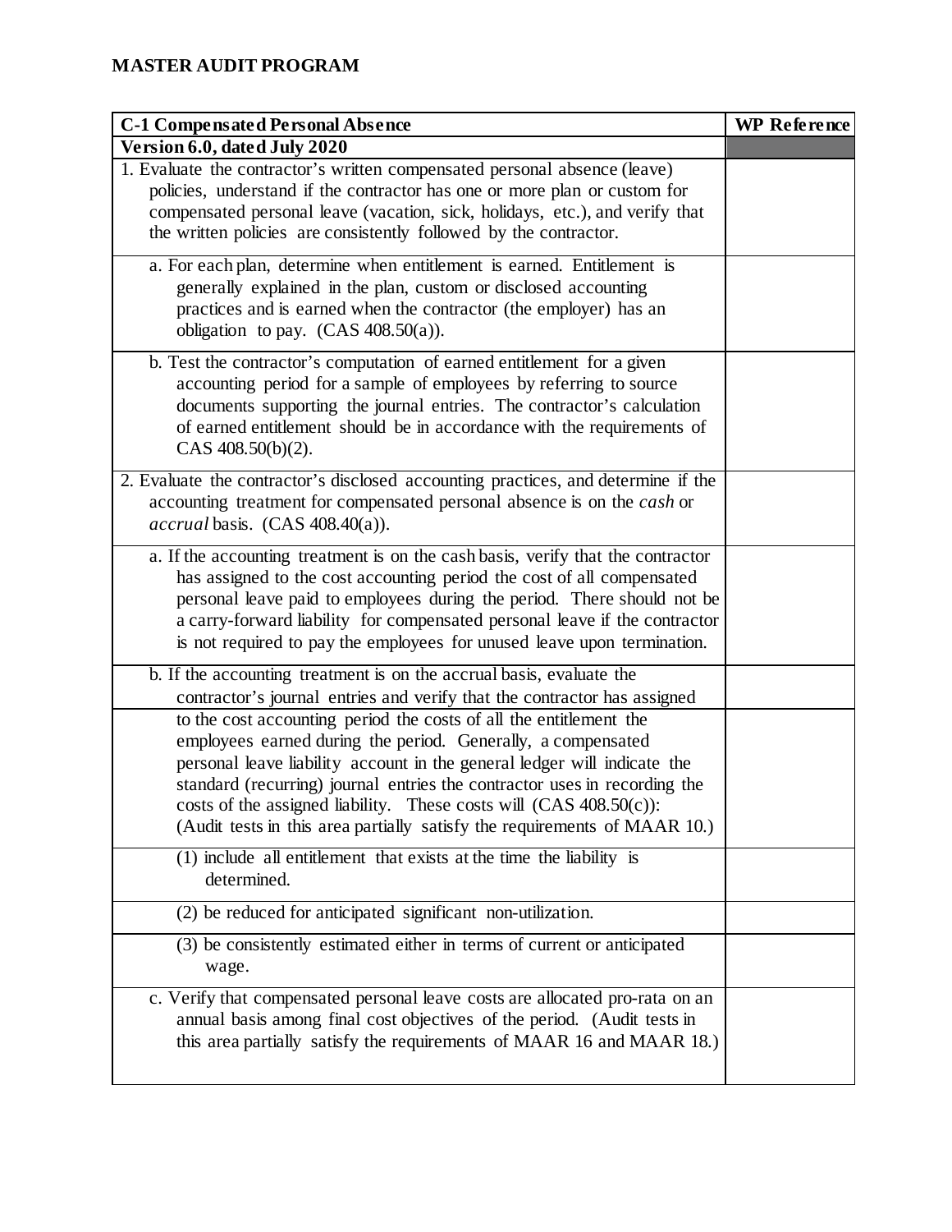**MASTER AUDIT PROGRAM**

| C-1 Compensated Personal Absence | WP Reference |
|---|---|
| **Version 6.0, dated July 2020** | |
| 1. Evaluate the contractor's written compensated personal absence (leave) policies, understand if the contractor has one or more plan or custom for compensated personal leave (vacation, sick, holidays, etc.), and verify that the written policies are consistently followed by the contractor. | |
| a. For each plan, determine when entitlement is earned. Entitlement is generally explained in the plan, custom or disclosed accounting practices and is earned when the contractor (the employer) has an obligation to pay. (CAS 408.50(a)). | |
| b. Test the contractor's computation of earned entitlement for a given accounting period for a sample of employees by referring to source documents supporting the journal entries. The contractor's calculation of earned entitlement should be in accordance with the requirements of CAS 408.50(b)(2). | |
| 2. Evaluate the contractor's disclosed accounting practices, and determine if the accounting treatment for compensated personal absence is on the *cash* or *accrual* basis. (CAS 408.40(a)). | |
| a. If the accounting treatment is on the cash basis, verify that the contractor has assigned to the cost accounting period the cost of all compensated personal leave paid to employees during the period. There should not be a carry-forward liability for compensated personal leave if the contractor is not required to pay the employees for unused leave upon termination. | |
| b. If the accounting treatment is on the accrual basis, evaluate the contractor's journal entries and verify that the contractor has assigned to the cost accounting period the costs of all the entitlement the employees earned during the period. Generally, a compensated personal leave liability account in the general ledger will indicate the standard (recurring) journal entries the contractor uses in recording the costs of the assigned liability. These costs will (CAS 408.50(c)): (Audit tests in this area partially satisfy the requirements of MAAR 10.) | |
| (1) include all entitlement that exists at the time the liability is determined. | |
| (2) be reduced for anticipated significant non-utilization. | |
| (3) be consistently estimated either in terms of current or anticipated wage. | |
| c. Verify that compensated personal leave costs are allocated pro-rata on an annual basis among final cost objectives of the period. (Audit tests in this area partially satisfy the requirements of MAAR 16 and MAAR 18.) | |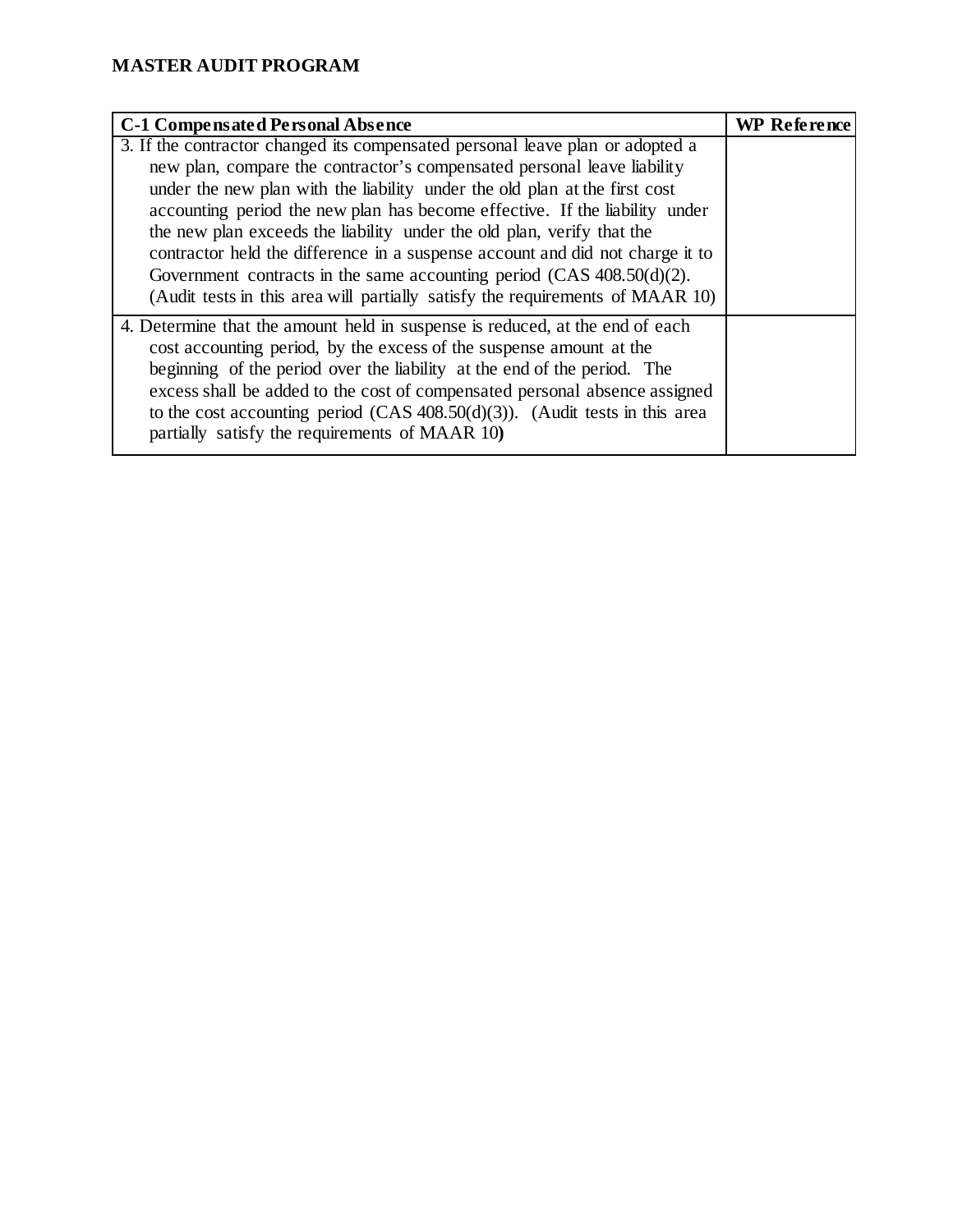**MASTER AUDIT PROGRAM**

| C-1 Compensated Personal Absence | WP Reference |
|---|---|
| 3. If the contractor changed its compensated personal leave plan or adopted a new plan, compare the contractor's compensated personal leave liability under the new plan with the liability under the old plan at the first cost accounting period the new plan has become effective. If the liability under the new plan exceeds the liability under the old plan, verify that the contractor held the difference in a suspense account and did not charge it to Government contracts in the same accounting period (CAS 408.50(d)(2). (Audit tests in this area will partially satisfy the requirements of MAAR 10) | |
| 4. Determine that the amount held in suspense is reduced, at the end of each cost accounting period, by the excess of the suspense amount at the beginning of the period over the liability at the end of the period. The excess shall be added to the cost of compensated personal absence assigned to the cost accounting period (CAS 408.50(d)(3)). (Audit tests in this area partially satisfy the requirements of MAAR 10**)** | |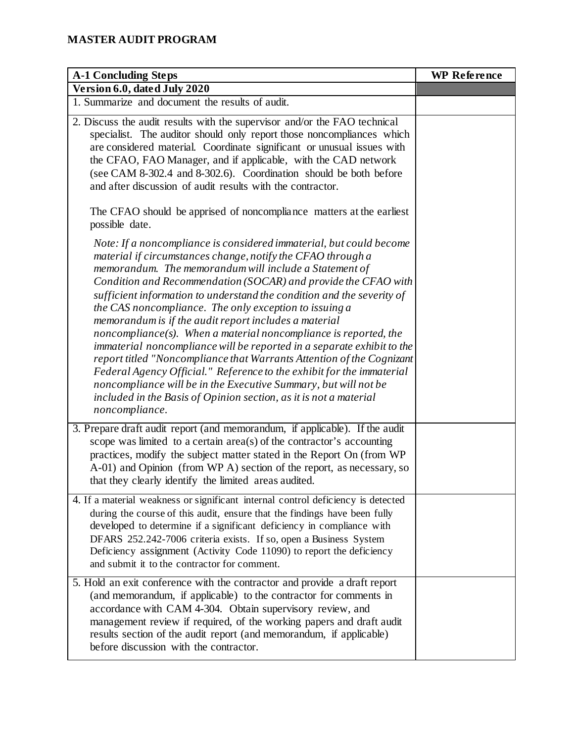**MASTER AUDIT PROGRAM**

| A-1 Concluding Steps | WP Reference |
|---|---|
| **Version 6.0, dated July 2020** | |
| 1. Summarize and document the results of audit. | |
| 2. Discuss the audit results with the supervisor and/or the FAO technical specialist. The auditor should only report those noncompliances which are considered material. Coordinate significant or unusual issues with the CFAO, FAO Manager, and if applicable, with the CAD network (see CAM 8-302.4 and 8-302.6). Coordination should be both before and after discussion of audit results with the contractor.<br><br>The CFAO should be apprised of noncompliance matters at the earliest possible date.<br><br>*Note: If a noncompliance is considered immaterial, but could become material if circumstances change, notify the CFAO through a memorandum. The memorandum will include a Statement of Condition and Recommendation (SOCAR) and provide the CFAO with sufficient information to understand the condition and the severity of the CAS noncompliance. The only exception to issuing a memorandum is if the audit report includes a material noncompliance(s). When a material noncompliance is reported, the immaterial noncompliance will be reported in a separate exhibit to the report titled "Noncompliance that Warrants Attention of the Cognizant Federal Agency Official." Reference to the exhibit for the immaterial noncompliance will be in the Executive Summary, but will not be included in the Basis of Opinion section, as it is not a material noncompliance.* | |
| 3. Prepare draft audit report (and memorandum, if applicable). If the audit scope was limited to a certain area(s) of the contractor's accounting practices, modify the subject matter stated in the Report On (from WP A-01) and Opinion (from WP A) section of the report, as necessary, so that they clearly identify the limited areas audited. | |
| 4. If a material weakness or significant internal control deficiency is detected during the course of this audit, ensure that the findings have been fully developed to determine if a significant deficiency in compliance with DFARS 252.242-7006 criteria exists. If so, open a Business System Deficiency assignment (Activity Code 11090) to report the deficiency and submit it to the contractor for comment. | |
| 5. Hold an exit conference with the contractor and provide a draft report (and memorandum, if applicable) to the contractor for comments in accordance with CAM 4-304. Obtain supervisory review, and management review if required, of the working papers and draft audit results section of the audit report (and memorandum, if applicable) before discussion with the contractor. | |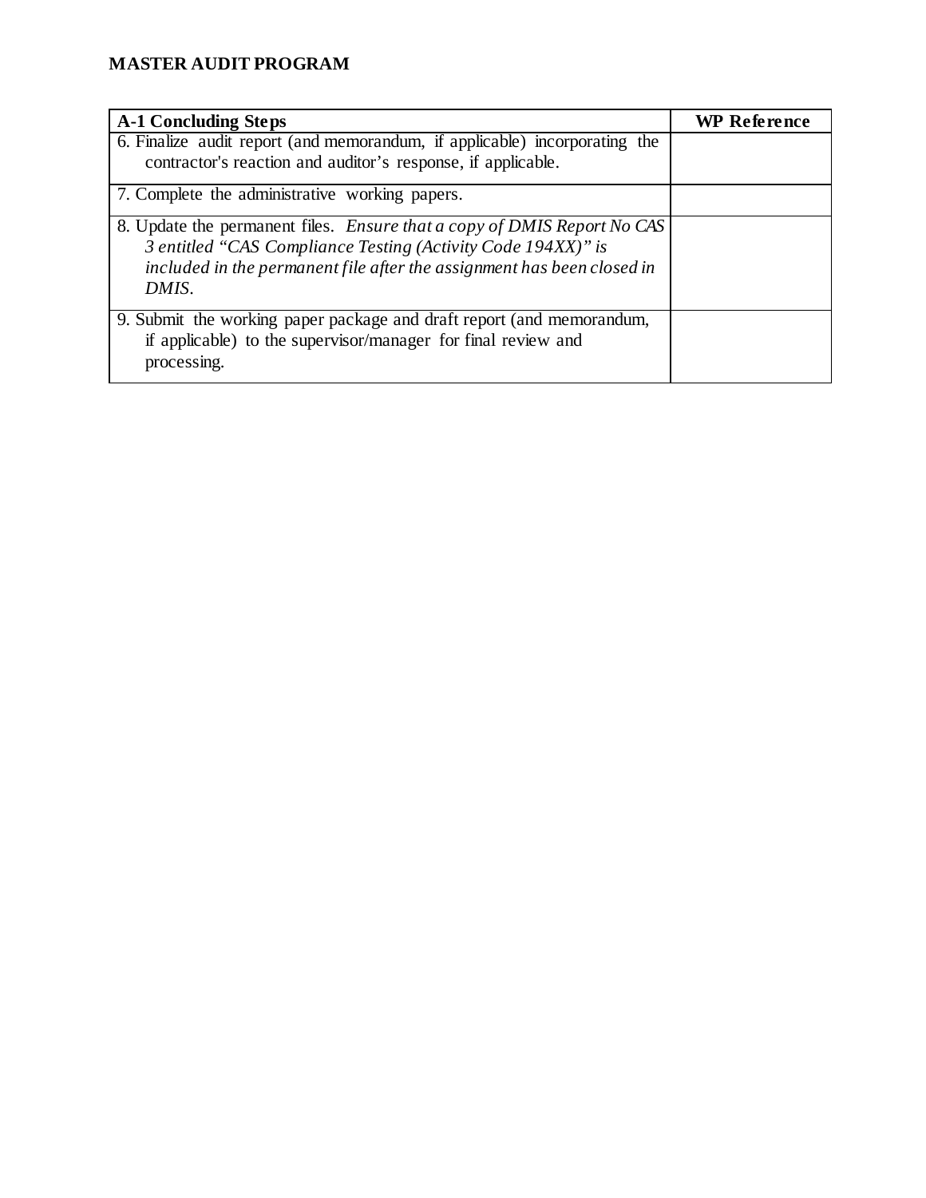**MASTER AUDIT PROGRAM**

| A-1 Concluding Steps | WP Reference |
|---|---|
| 6. Finalize audit report (and memorandum, if applicable) incorporating the contractor's reaction and auditor's response, if applicable. | |
| 7. Complete the administrative working papers. | |
| 8. Update the permanent files. *Ensure that a copy of DMIS Report No CAS 3 entitled "CAS Compliance Testing (Activity Code 194XX)" is included in the permanent file after the assignment has been closed in DMIS.* | |
| 9. Submit the working paper package and draft report (and memorandum, if applicable) to the supervisor/manager for final review and processing. | |